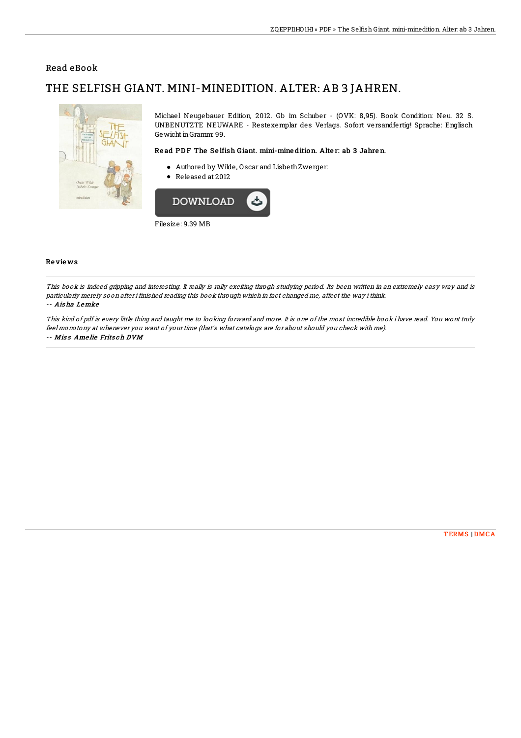Read eBook

# THE SELFISH GIANT. MINI-MINEDITION. ALTER: AB 3 JAHREN.

Michael Neugebauer Edition, 2012. Gb im Schuber - (OVK: 8,95). Book Condition: Neu. 32 S. UNBENUTZTE NEUWARE - Restexemplar des Verlags. Sofort versandfertig! Sprache: Englisch Gewicht in Gramm: 99.

### Read PDF The Selfish Giant. mini-minedition. Alter: ab 3 Jahren.

- Authored by Wilde, Oscar and Lisbeth Zwerger:
- Released at 2012

DOWNLOAD

Filesize: 9.39 MB

## Reviews

*This book is indeed gripping and interesting. It really is rally exciting throgh studying period. Its been written in an extremely easy way and is particularly merely soon after i finished reading this book through which in fact changed me, affect the way i think.*

*-- Aisha Lemke*

*This kind of pdf is every little thing and taught me to looking forward and more. It is one of the most incredible book i have read. You wont truly feel monotony at whenever you want of your time (that's what catalogs are for about should you check with me).*

*-- Miss Amelie Fritsch DVM*

TERMS | DMCA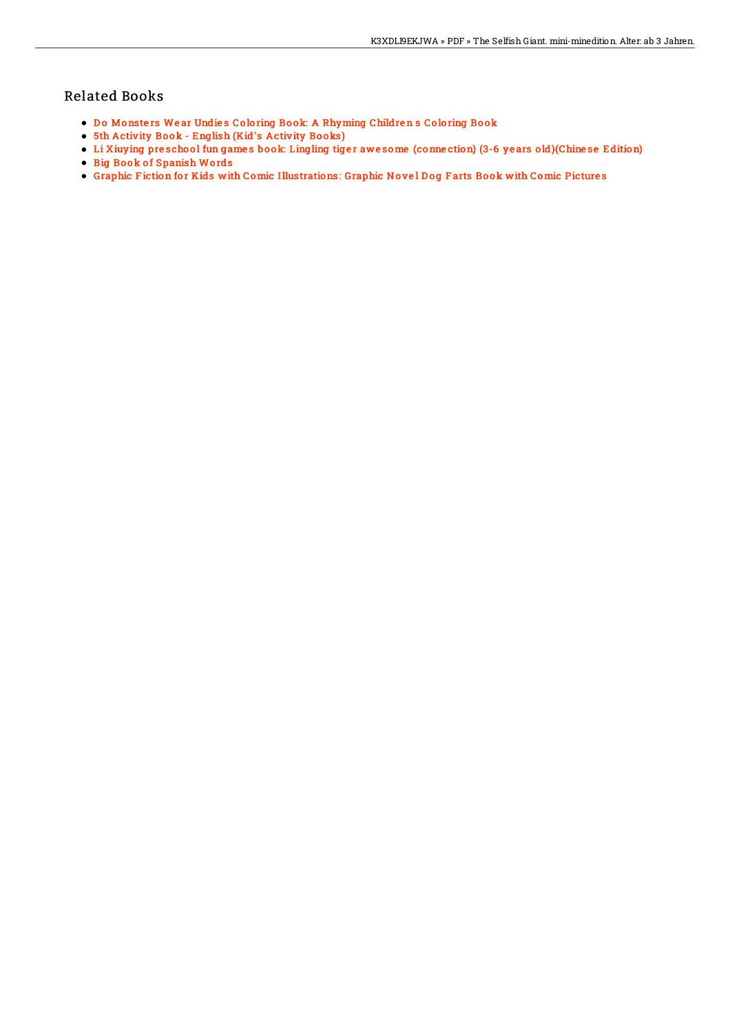## Related Books

- Do Monsters Wear Undies Coloring Book: A Rhyming Children s Coloring Book
- 5th Activity Book - English (Kid's Activity Books)
- Li Xiuying preschool fun games book: Lingling tiger awesome (connection) (3-6 years old)(Chinese Edition)
- Big Book of Spanish Words
- Graphic Fiction for Kids with Comic Illustrations: Graphic Novel Dog Farts Book with Comic Pictures